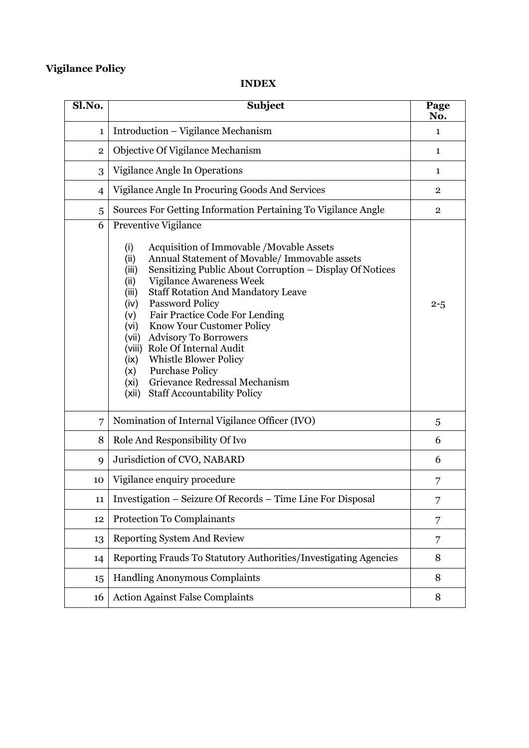**Vigilance Policy**

**INDEX**

| Sl.No. | Subject | Page No. |
|---|---|---|
| 1 | Introduction – Vigilance Mechanism | 1 |
| 2 | Objective Of Vigilance Mechanism | 1 |
| 3 | Vigilance Angle In Operations | 1 |
| 4 | Vigilance Angle In Procuring Goods And Services | 2 |
| 5 | Sources For Getting Information Pertaining To Vigilance Angle | 2 |
| 6 | Preventive Vigilance<br><br>(i) Acquisition of Immovable /Movable Assets<br>(ii) Annual Statement of Movable/ Immovable assets<br>(iii) Sensitizing Public About Corruption – Display Of Notices<br>(ii) Vigilance Awareness Week<br>(iii) Staff Rotation And Mandatory Leave<br>(iv) Password Policy<br>(v) Fair Practice Code For Lending<br>(vi) Know Your Customer Policy<br>(vii) Advisory To Borrowers<br>(viii) Role Of Internal Audit<br>(ix) Whistle Blower Policy<br>(x) Purchase Policy<br>(xi) Grievance Redressal Mechanism<br>(xii) Staff Accountability Policy | 2-5 |
| 7 | Nomination of Internal Vigilance Officer (IVO) | 5 |
| 8 | Role And Responsibility Of Ivo | 6 |
| 9 | Jurisdiction of CVO, NABARD | 6 |
| 10 | Vigilance enquiry procedure | 7 |
| 11 | Investigation – Seizure Of Records – Time Line For Disposal | 7 |
| 12 | Protection To Complainants | 7 |
| 13 | Reporting System And Review | 7 |
| 14 | Reporting Frauds To Statutory Authorities/Investigating Agencies | 8 |
| 15 | Handling Anonymous Complaints | 8 |
| 16 | Action Against False Complaints | 8 |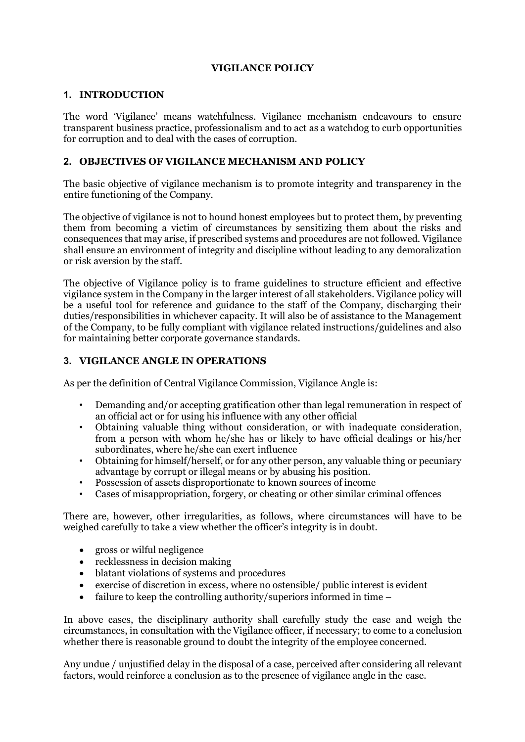# VIGILANCE POLICY

## 1. INTRODUCTION

The word 'Vigilance' means watchfulness. Vigilance mechanism endeavours to ensure transparent business practice, professionalism and to act as a watchdog to curb opportunities for corruption and to deal with the cases of corruption.

## 2. OBJECTIVES OF VIGILANCE MECHANISM AND POLICY

The basic objective of vigilance mechanism is to promote integrity and transparency in the entire functioning of the Company.

The objective of vigilance is not to hound honest employees but to protect them, by preventing them from becoming a victim of circumstances by sensitizing them about the risks and consequences that may arise, if prescribed systems and procedures are not followed. Vigilance shall ensure an environment of integrity and discipline without leading to any demoralization or risk aversion by the staff.

The objective of Vigilance policy is to frame guidelines to structure efficient and effective vigilance system in the Company in the larger interest of all stakeholders. Vigilance policy will be a useful tool for reference and guidance to the staff of the Company, discharging their duties/responsibilities in whichever capacity. It will also be of assistance to the Management of the Company, to be fully compliant with vigilance related instructions/guidelines and also for maintaining better corporate governance standards.

## 3. VIGILANCE ANGLE IN OPERATIONS

As per the definition of Central Vigilance Commission, Vigilance Angle is:

- Demanding and/or accepting gratification other than legal remuneration in respect of an official act or for using his influence with any other official
- Obtaining valuable thing without consideration, or with inadequate consideration, from a person with whom he/she has or likely to have official dealings or his/her subordinates, where he/she can exert influence
- Obtaining for himself/herself, or for any other person, any valuable thing or pecuniary advantage by corrupt or illegal means or by abusing his position.
- Possession of assets disproportionate to known sources of income
- Cases of misappropriation, forgery, or cheating or other similar criminal offences

There are, however, other irregularities, as follows, where circumstances will have to be weighed carefully to take a view whether the officer's integrity is in doubt.

- gross or wilful negligence
- recklessness in decision making
- blatant violations of systems and procedures
- exercise of discretion in excess, where no ostensible/ public interest is evident
- failure to keep the controlling authority/superiors informed in time –

In above cases, the disciplinary authority shall carefully study the case and weigh the circumstances, in consultation with the Vigilance officer, if necessary; to come to a conclusion whether there is reasonable ground to doubt the integrity of the employee concerned.

Any undue / unjustified delay in the disposal of a case, perceived after considering all relevant factors, would reinforce a conclusion as to the presence of vigilance angle in the case.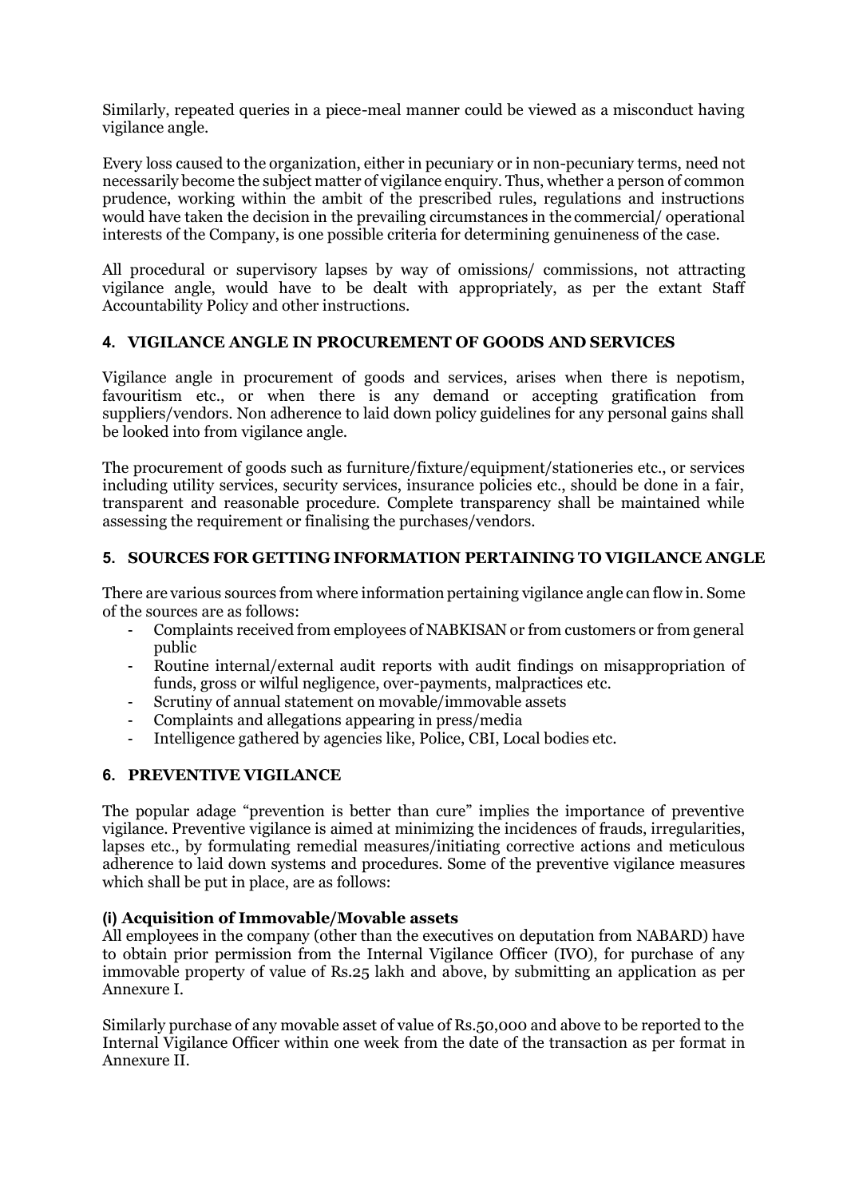Similarly, repeated queries in a piece-meal manner could be viewed as a misconduct having vigilance angle.

Every loss caused to the organization, either in pecuniary or in non-pecuniary terms, need not necessarily become the subject matter of vigilance enquiry. Thus, whether a person of common prudence, working within the ambit of the prescribed rules, regulations and instructions would have taken the decision in the prevailing circumstances in the commercial/ operational interests of the Company, is one possible criteria for determining genuineness of the case.

All procedural or supervisory lapses by way of omissions/ commissions, not attracting vigilance angle, would have to be dealt with appropriately, as per the extant Staff Accountability Policy and other instructions.

## 4. VIGILANCE ANGLE IN PROCUREMENT OF GOODS AND SERVICES

Vigilance angle in procurement of goods and services, arises when there is nepotism, favouritism etc., or when there is any demand or accepting gratification from suppliers/vendors. Non adherence to laid down policy guidelines for any personal gains shall be looked into from vigilance angle.

The procurement of goods such as furniture/fixture/equipment/stationeries etc., or services including utility services, security services, insurance policies etc., should be done in a fair, transparent and reasonable procedure. Complete transparency shall be maintained while assessing the requirement or finalising the purchases/vendors.

## 5. SOURCES FOR GETTING INFORMATION PERTAINING TO VIGILANCE ANGLE

There are various sources from where information pertaining vigilance angle can flow in. Some of the sources are as follows:

- Complaints received from employees of NABKISAN or from customers or from general public
- Routine internal/external audit reports with audit findings on misappropriation of funds, gross or wilful negligence, over-payments, malpractices etc.
- Scrutiny of annual statement on movable/immovable assets
- Complaints and allegations appearing in press/media
- Intelligence gathered by agencies like, Police, CBI, Local bodies etc.

## 6. PREVENTIVE VIGILANCE

The popular adage "prevention is better than cure" implies the importance of preventive vigilance. Preventive vigilance is aimed at minimizing the incidences of frauds, irregularities, lapses etc., by formulating remedial measures/initiating corrective actions and meticulous adherence to laid down systems and procedures. Some of the preventive vigilance measures which shall be put in place, are as follows:

### (i) Acquisition of Immovable/Movable assets

All employees in the company (other than the executives on deputation from NABARD) have to obtain prior permission from the Internal Vigilance Officer (IVO), for purchase of any immovable property of value of Rs.25 lakh and above, by submitting an application as per Annexure I.

Similarly purchase of any movable asset of value of Rs.50,000 and above to be reported to the Internal Vigilance Officer within one week from the date of the transaction as per format in Annexure II.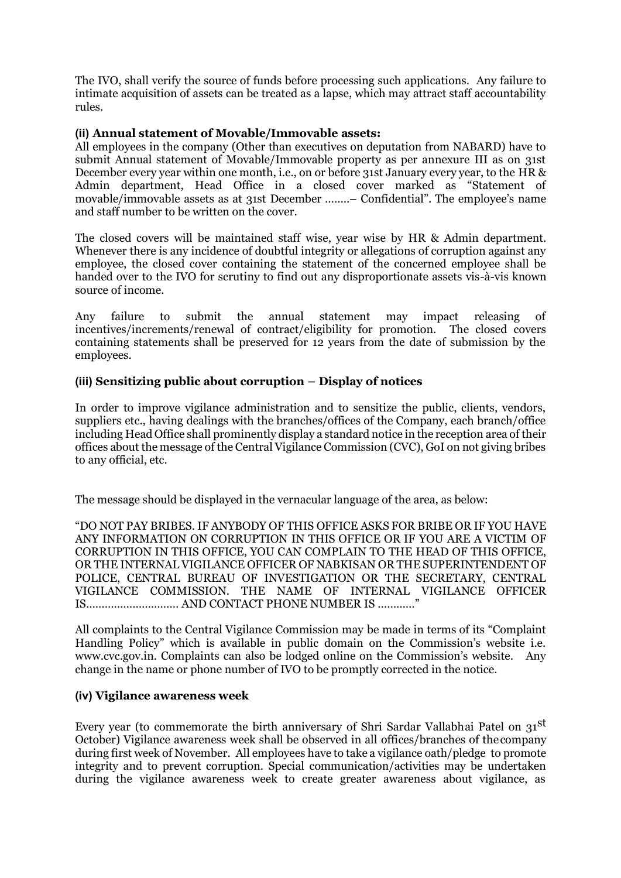The IVO, shall verify the source of funds before processing such applications. Any failure to intimate acquisition of assets can be treated as a lapse, which may attract staff accountability rules.

**(ii) Annual statement of Movable/Immovable assets:**

All employees in the company (Other than executives on deputation from NABARD) have to submit Annual statement of Movable/Immovable property as per annexure III as on 31st December every year within one month, i.e., on or before 31st January every year, to the HR & Admin department, Head Office in a closed cover marked as "Statement of movable/immovable assets as at 31st December ……..– Confidential". The employee's name and staff number to be written on the cover.

The closed covers will be maintained staff wise, year wise by HR & Admin department. Whenever there is any incidence of doubtful integrity or allegations of corruption against any employee, the closed cover containing the statement of the concerned employee shall be handed over to the IVO for scrutiny to find out any disproportionate assets vis-à-vis known source of income.

Any failure to submit the annual statement may impact releasing of incentives/increments/renewal of contract/eligibility for promotion. The closed covers containing statements shall be preserved for 12 years from the date of submission by the employees.

**(iii) Sensitizing public about corruption – Display of notices**

In order to improve vigilance administration and to sensitize the public, clients, vendors, suppliers etc., having dealings with the branches/offices of the Company, each branch/office including Head Office shall prominently display a standard notice in the reception area of their offices about the message of the Central Vigilance Commission (CVC), GoI on not giving bribes to any official, etc.

The message should be displayed in the vernacular language of the area, as below:

"DO NOT PAY BRIBES. IF ANYBODY OF THIS OFFICE ASKS FOR BRIBE OR IF YOU HAVE ANY INFORMATION ON CORRUPTION IN THIS OFFICE OR IF YOU ARE A VICTIM OF CORRUPTION IN THIS OFFICE, YOU CAN COMPLAIN TO THE HEAD OF THIS OFFICE, OR THE INTERNAL VIGILANCE OFFICER OF NABKISAN OR THE SUPERINTENDENT OF POLICE, CENTRAL BUREAU OF INVESTIGATION OR THE SECRETARY, CENTRAL VIGILANCE COMMISSION. THE NAME OF INTERNAL VIGILANCE OFFICER IS………………………… AND CONTACT PHONE NUMBER IS …………"

All complaints to the Central Vigilance Commission may be made in terms of its "Complaint Handling Policy" which is available in public domain on the Commission's website i.e. www.cvc.gov.in. Complaints can also be lodged online on the Commission's website. Any change in the name or phone number of IVO to be promptly corrected in the notice.

**(iv) Vigilance awareness week**

Every year (to commemorate the birth anniversary of Shri Sardar Vallabhai Patel on 31st October) Vigilance awareness week shall be observed in all offices/branches of the company during first week of November. All employees have to take a vigilance oath/pledge to promote integrity and to prevent corruption. Special communication/activities may be undertaken during the vigilance awareness week to create greater awareness about vigilance, as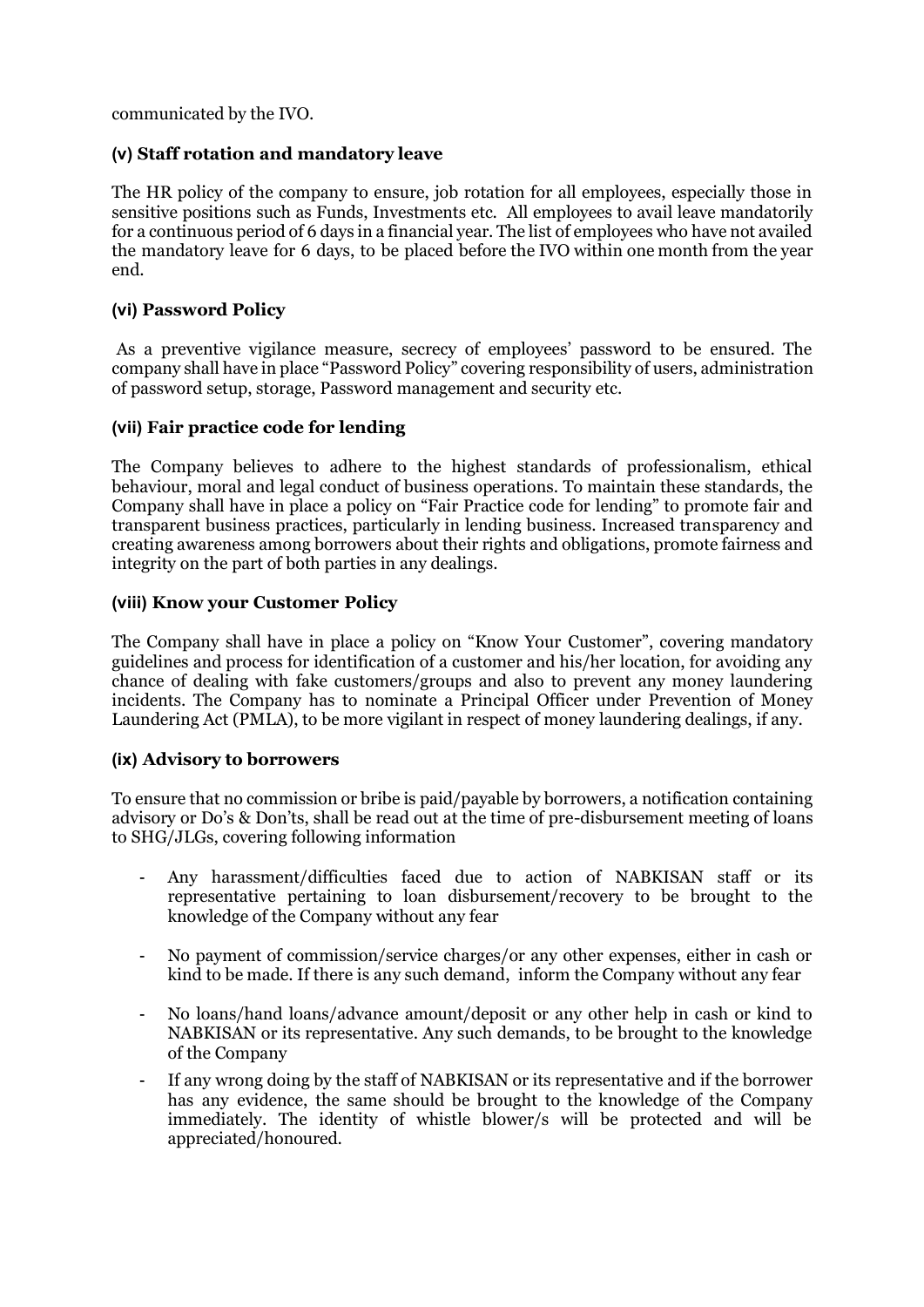communicated by the IVO.

### (v) Staff rotation and mandatory leave

The HR policy of the company to ensure, job rotation for all employees, especially those in sensitive positions such as Funds, Investments etc. All employees to avail leave mandatorily for a continuous period of 6 days in a financial year. The list of employees who have not availed the mandatory leave for 6 days, to be placed before the IVO within one month from the year end.

### (vi) Password Policy

As a preventive vigilance measure, secrecy of employees' password to be ensured. The company shall have in place "Password Policy" covering responsibility of users, administration of password setup, storage, Password management and security etc.

### (vii) Fair practice code for lending

The Company believes to adhere to the highest standards of professionalism, ethical behaviour, moral and legal conduct of business operations. To maintain these standards, the Company shall have in place a policy on "Fair Practice code for lending" to promote fair and transparent business practices, particularly in lending business. Increased transparency and creating awareness among borrowers about their rights and obligations, promote fairness and integrity on the part of both parties in any dealings.

### (viii) Know your Customer Policy

The Company shall have in place a policy on "Know Your Customer", covering mandatory guidelines and process for identification of a customer and his/her location, for avoiding any chance of dealing with fake customers/groups and also to prevent any money laundering incidents. The Company has to nominate a Principal Officer under Prevention of Money Laundering Act (PMLA), to be more vigilant in respect of money laundering dealings, if any.

### (ix) Advisory to borrowers

To ensure that no commission or bribe is paid/payable by borrowers, a notification containing advisory or Do's & Don'ts, shall be read out at the time of pre-disbursement meeting of loans to SHG/JLGs, covering following information

- Any harassment/difficulties faced due to action of NABKISAN staff or its representative pertaining to loan disbursement/recovery to be brought to the knowledge of the Company without any fear
- No payment of commission/service charges/or any other expenses, either in cash or kind to be made. If there is any such demand, inform the Company without any fear
- No loans/hand loans/advance amount/deposit or any other help in cash or kind to NABKISAN or its representative. Any such demands, to be brought to the knowledge of the Company
- If any wrong doing by the staff of NABKISAN or its representative and if the borrower has any evidence, the same should be brought to the knowledge of the Company immediately. The identity of whistle blower/s will be protected and will be appreciated/honoured.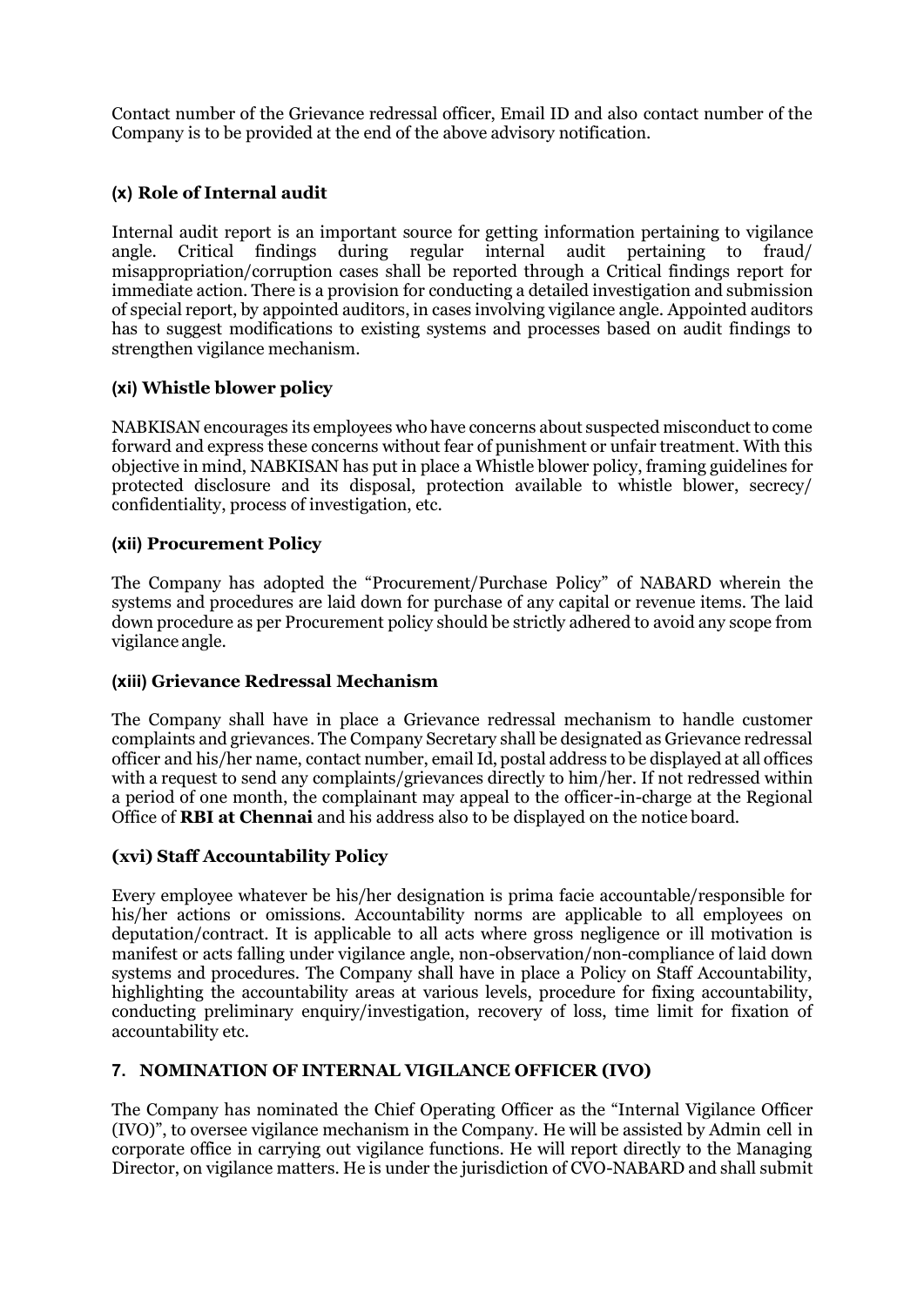Contact number of the Grievance redressal officer, Email ID and also contact number of the Company is to be provided at the end of the above advisory notification.

### (x) Role of Internal audit

Internal audit report is an important source for getting information pertaining to vigilance angle. Critical findings during regular internal audit pertaining to fraud/ misappropriation/corruption cases shall be reported through a Critical findings report for immediate action. There is a provision for conducting a detailed investigation and submission of special report, by appointed auditors, in cases involving vigilance angle. Appointed auditors has to suggest modifications to existing systems and processes based on audit findings to strengthen vigilance mechanism.

### (xi) Whistle blower policy

NABKISAN encourages its employees who have concerns about suspected misconduct to come forward and express these concerns without fear of punishment or unfair treatment. With this objective in mind, NABKISAN has put in place a Whistle blower policy, framing guidelines for protected disclosure and its disposal, protection available to whistle blower, secrecy/ confidentiality, process of investigation, etc.

### (xii) Procurement Policy

The Company has adopted the "Procurement/Purchase Policy" of NABARD wherein the systems and procedures are laid down for purchase of any capital or revenue items. The laid down procedure as per Procurement policy should be strictly adhered to avoid any scope from vigilance angle.

### (xiii) Grievance Redressal Mechanism

The Company shall have in place a Grievance redressal mechanism to handle customer complaints and grievances. The Company Secretary shall be designated as Grievance redressal officer and his/her name, contact number, email Id, postal address to be displayed at all offices with a request to send any complaints/grievances directly to him/her. If not redressed within a period of one month, the complainant may appeal to the officer-in-charge at the Regional Office of **RBI at Chennai** and his address also to be displayed on the notice board.

### (xvi) Staff Accountability Policy

Every employee whatever be his/her designation is prima facie accountable/responsible for his/her actions or omissions. Accountability norms are applicable to all employees on deputation/contract. It is applicable to all acts where gross negligence or ill motivation is manifest or acts falling under vigilance angle, non-observation/non-compliance of laid down systems and procedures. The Company shall have in place a Policy on Staff Accountability, highlighting the accountability areas at various levels, procedure for fixing accountability, conducting preliminary enquiry/investigation, recovery of loss, time limit for fixation of accountability etc.

## 7. NOMINATION OF INTERNAL VIGILANCE OFFICER (IVO)

The Company has nominated the Chief Operating Officer as the "Internal Vigilance Officer (IVO)", to oversee vigilance mechanism in the Company. He will be assisted by Admin cell in corporate office in carrying out vigilance functions. He will report directly to the Managing Director, on vigilance matters. He is under the jurisdiction of CVO-NABARD and shall submit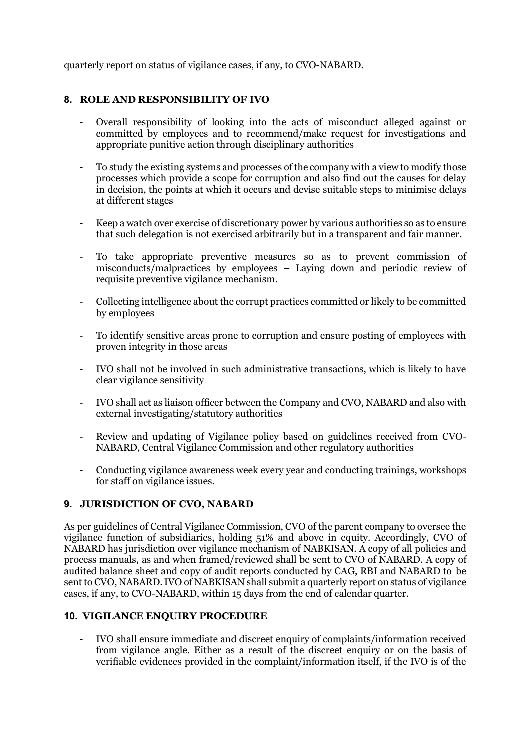quarterly report on status of vigilance cases, if any, to CVO-NABARD.

## 8. ROLE AND RESPONSIBILITY OF IVO

- Overall responsibility of looking into the acts of misconduct alleged against or committed by employees and to recommend/make request for investigations and appropriate punitive action through disciplinary authorities

- To study the existing systems and processes of the company with a view to modify those processes which provide a scope for corruption and also find out the causes for delay in decision, the points at which it occurs and devise suitable steps to minimise delays at different stages

- Keep a watch over exercise of discretionary power by various authorities so as to ensure that such delegation is not exercised arbitrarily but in a transparent and fair manner.

- To take appropriate preventive measures so as to prevent commission of misconducts/malpractices by employees – Laying down and periodic review of requisite preventive vigilance mechanism.

- Collecting intelligence about the corrupt practices committed or likely to be committed by employees

- To identify sensitive areas prone to corruption and ensure posting of employees with proven integrity in those areas

- IVO shall not be involved in such administrative transactions, which is likely to have clear vigilance sensitivity

- IVO shall act as liaison officer between the Company and CVO, NABARD and also with external investigating/statutory authorities

- Review and updating of Vigilance policy based on guidelines received from CVO-NABARD, Central Vigilance Commission and other regulatory authorities

- Conducting vigilance awareness week every year and conducting trainings, workshops for staff on vigilance issues.

## 9. JURISDICTION OF CVO, NABARD

As per guidelines of Central Vigilance Commission, CVO of the parent company to oversee the vigilance function of subsidiaries, holding 51% and above in equity. Accordingly, CVO of NABARD has jurisdiction over vigilance mechanism of NABKISAN. A copy of all policies and process manuals, as and when framed/reviewed shall be sent to CVO of NABARD. A copy of audited balance sheet and copy of audit reports conducted by CAG, RBI and NABARD to be sent to CVO, NABARD. IVO of NABKISAN shall submit a quarterly report on status of vigilance cases, if any, to CVO-NABARD, within 15 days from the end of calendar quarter.

## 10. VIGILANCE ENQUIRY PROCEDURE

- IVO shall ensure immediate and discreet enquiry of complaints/information received from vigilance angle. Either as a result of the discreet enquiry or on the basis of verifiable evidences provided in the complaint/information itself, if the IVO is of the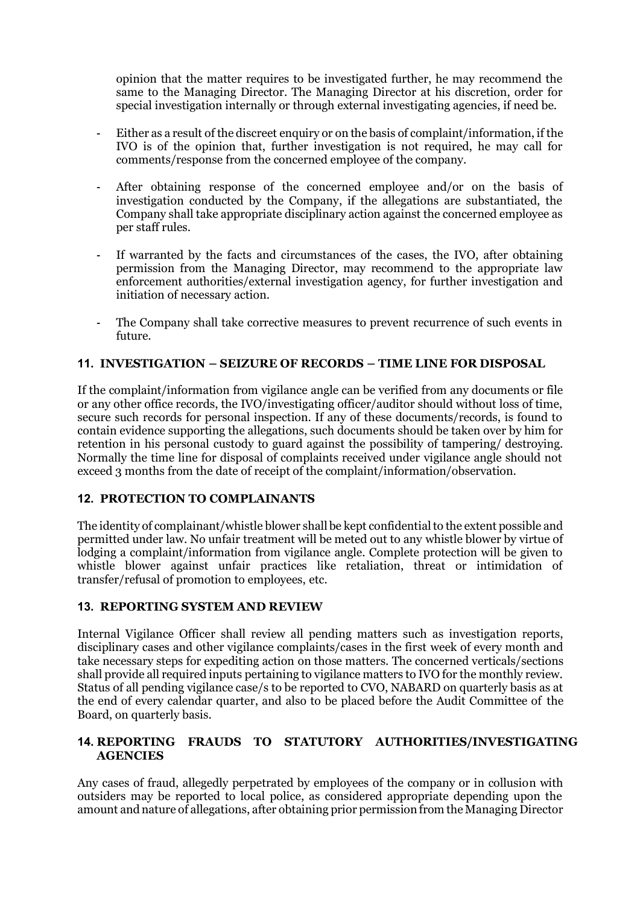opinion that the matter requires to be investigated further, he may recommend the same to the Managing Director. The Managing Director at his discretion, order for special investigation internally or through external investigating agencies, if need be.

- Either as a result of the discreet enquiry or on the basis of complaint/information, if the IVO is of the opinion that, further investigation is not required, he may call for comments/response from the concerned employee of the company.
- After obtaining response of the concerned employee and/or on the basis of investigation conducted by the Company, if the allegations are substantiated, the Company shall take appropriate disciplinary action against the concerned employee as per staff rules.
- If warranted by the facts and circumstances of the cases, the IVO, after obtaining permission from the Managing Director, may recommend to the appropriate law enforcement authorities/external investigation agency, for further investigation and initiation of necessary action.
- The Company shall take corrective measures to prevent recurrence of such events in future.

## 11. INVESTIGATION – SEIZURE OF RECORDS – TIME LINE FOR DISPOSAL

If the complaint/information from vigilance angle can be verified from any documents or file or any other office records, the IVO/investigating officer/auditor should without loss of time, secure such records for personal inspection. If any of these documents/records, is found to contain evidence supporting the allegations, such documents should be taken over by him for retention in his personal custody to guard against the possibility of tampering/ destroying. Normally the time line for disposal of complaints received under vigilance angle should not exceed 3 months from the date of receipt of the complaint/information/observation.

## 12. PROTECTION TO COMPLAINANTS

The identity of complainant/whistle blower shall be kept confidential to the extent possible and permitted under law. No unfair treatment will be meted out to any whistle blower by virtue of lodging a complaint/information from vigilance angle. Complete protection will be given to whistle blower against unfair practices like retaliation, threat or intimidation of transfer/refusal of promotion to employees, etc.

## 13. REPORTING SYSTEM AND REVIEW

Internal Vigilance Officer shall review all pending matters such as investigation reports, disciplinary cases and other vigilance complaints/cases in the first week of every month and take necessary steps for expediting action on those matters. The concerned verticals/sections shall provide all required inputs pertaining to vigilance matters to IVO for the monthly review. Status of all pending vigilance case/s to be reported to CVO, NABARD on quarterly basis as at the end of every calendar quarter, and also to be placed before the Audit Committee of the Board, on quarterly basis.

## 14. REPORTING FRAUDS TO STATUTORY AUTHORITIES/INVESTIGATING AGENCIES

Any cases of fraud, allegedly perpetrated by employees of the company or in collusion with outsiders may be reported to local police, as considered appropriate depending upon the amount and nature of allegations, after obtaining prior permission from the Managing Director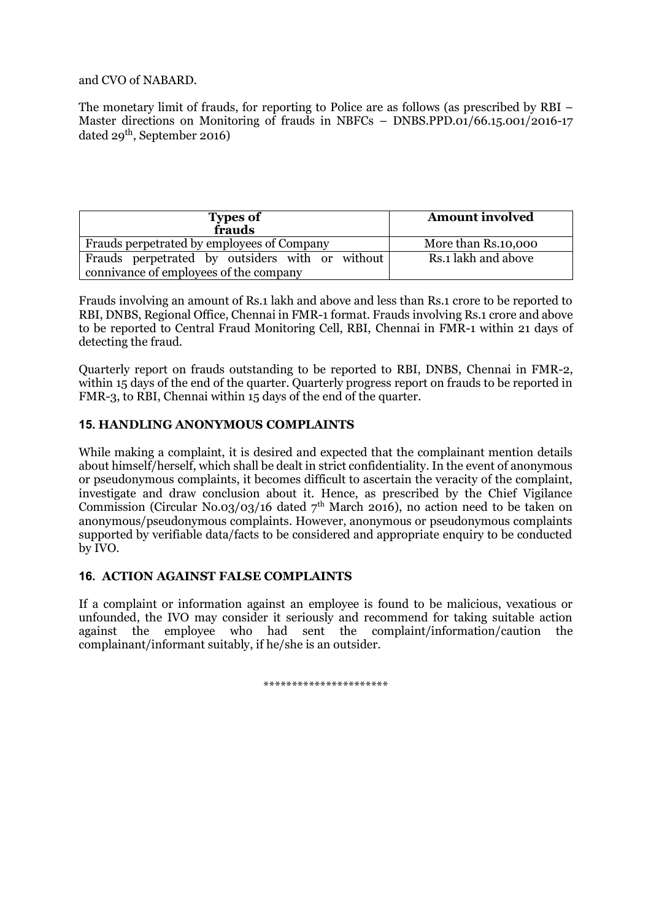and CVO of NABARD.

The monetary limit of frauds, for reporting to Police are as follows (as prescribed by RBI – Master directions on Monitoring of frauds in NBFCs – DNBS.PPD.01/66.15.001/2016-17 dated 29th, September 2016)

| Types of frauds | Amount involved |
|---|---|
| Frauds perpetrated by employees of Company | More than Rs.10,000 |
| Frauds perpetrated by outsiders with or without connivance of employees of the company | Rs.1 lakh and above |

Frauds involving an amount of Rs.1 lakh and above and less than Rs.1 crore to be reported to RBI, DNBS, Regional Office, Chennai in FMR-1 format. Frauds involving Rs.1 crore and above to be reported to Central Fraud Monitoring Cell, RBI, Chennai in FMR-1 within 21 days of detecting the fraud.

Quarterly report on frauds outstanding to be reported to RBI, DNBS, Chennai in FMR-2, within 15 days of the end of the quarter. Quarterly progress report on frauds to be reported in FMR-3, to RBI, Chennai within 15 days of the end of the quarter.

### 15. HANDLING ANONYMOUS COMPLAINTS

While making a complaint, it is desired and expected that the complainant mention details about himself/herself, which shall be dealt in strict confidentiality. In the event of anonymous or pseudonymous complaints, it becomes difficult to ascertain the veracity of the complaint, investigate and draw conclusion about it. Hence, as prescribed by the Chief Vigilance Commission (Circular No.03/03/16 dated 7th March 2016), no action need to be taken on anonymous/pseudonymous complaints. However, anonymous or pseudonymous complaints supported by verifiable data/facts to be considered and appropriate enquiry to be conducted by IVO.

### 16. ACTION AGAINST FALSE COMPLAINTS

If a complaint or information against an employee is found to be malicious, vexatious or unfounded, the IVO may consider it seriously and recommend for taking suitable action against the employee who had sent the complaint/information/caution the complainant/informant suitably, if he/she is an outsider.

**********************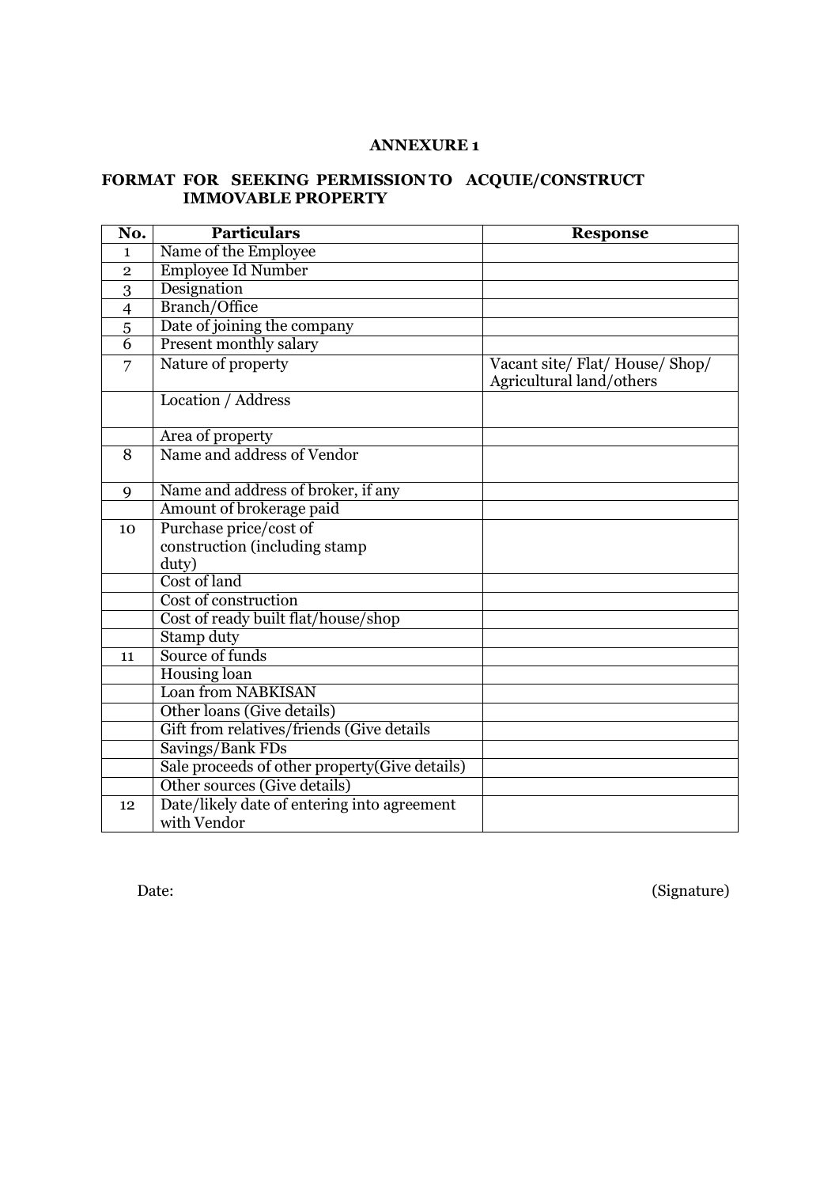**ANNEXURE 1**

**FORMAT FOR SEEKING PERMISSION TO ACQUIE/CONSTRUCT IMMOVABLE PROPERTY**

| No. | Particulars | Response |
|---|---|---|
| 1 | Name of the Employee | |
| 2 | Employee Id Number | |
| 3 | Designation | |
| 4 | Branch/Office | |
| 5 | Date of joining the company | |
| 6 | Present monthly salary | |
| 7 | Nature of property | Vacant site/ Flat/ House/ Shop/ Agricultural land/others |
| | Location / Address | |
| | Area of property | |
| 8 | Name and address of Vendor | |
| 9 | Name and address of broker, if any | |
| | Amount of brokerage paid | |
| 10 | Purchase price/cost of construction (including stamp duty) | |
| | Cost of land | |
| | Cost of construction | |
| | Cost of ready built flat/house/shop | |
| | Stamp duty | |
| 11 | Source of funds | |
| | Housing loan | |
| | Loan from NABKISAN | |
| | Other loans (Give details) | |
| | Gift from relatives/friends (Give details | |
| | Savings/Bank FDs | |
| | Sale proceeds of other property(Give details) | |
| | Other sources (Give details) | |
| 12 | Date/likely date of entering into agreement with Vendor | |

Date: (Signature)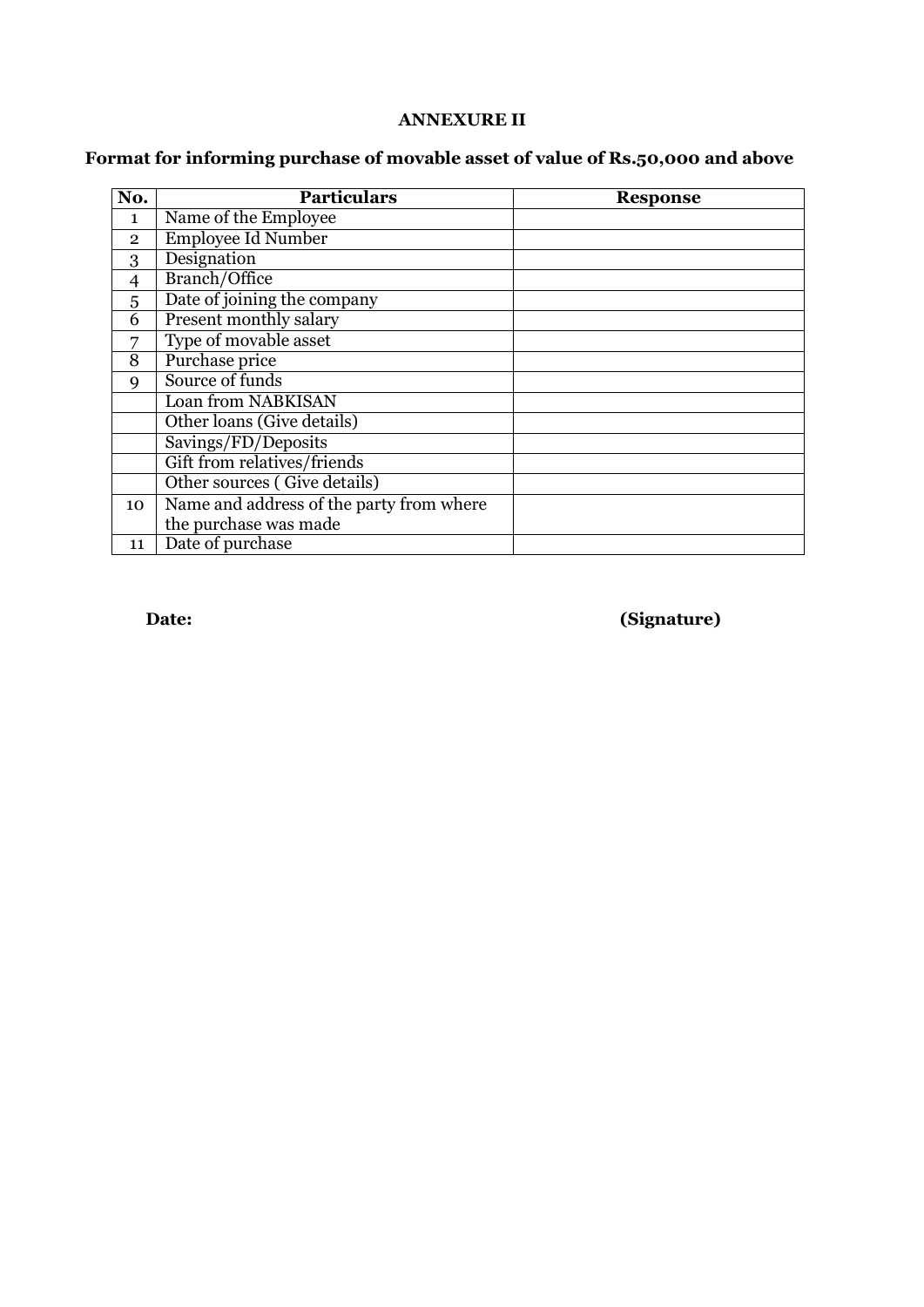**ANNEXURE II**

**Format for informing purchase of movable asset of value of Rs.50,000 and above**

| No. | Particulars | Response |
|---|---|---|
| 1 | Name of the Employee | |
| 2 | Employee Id Number | |
| 3 | Designation | |
| 4 | Branch/Office | |
| 5 | Date of joining the company | |
| 6 | Present monthly salary | |
| 7 | Type of movable asset | |
| 8 | Purchase price | |
| 9 | Source of funds | |
| | Loan from NABKISAN | |
| | Other loans (Give details) | |
| | Savings/FD/Deposits | |
| | Gift from relatives/friends | |
| | Other sources ( Give details) | |
| 10 | Name and address of the party from where the purchase was made | |
| 11 | Date of purchase | |

**Date:** **(Signature)**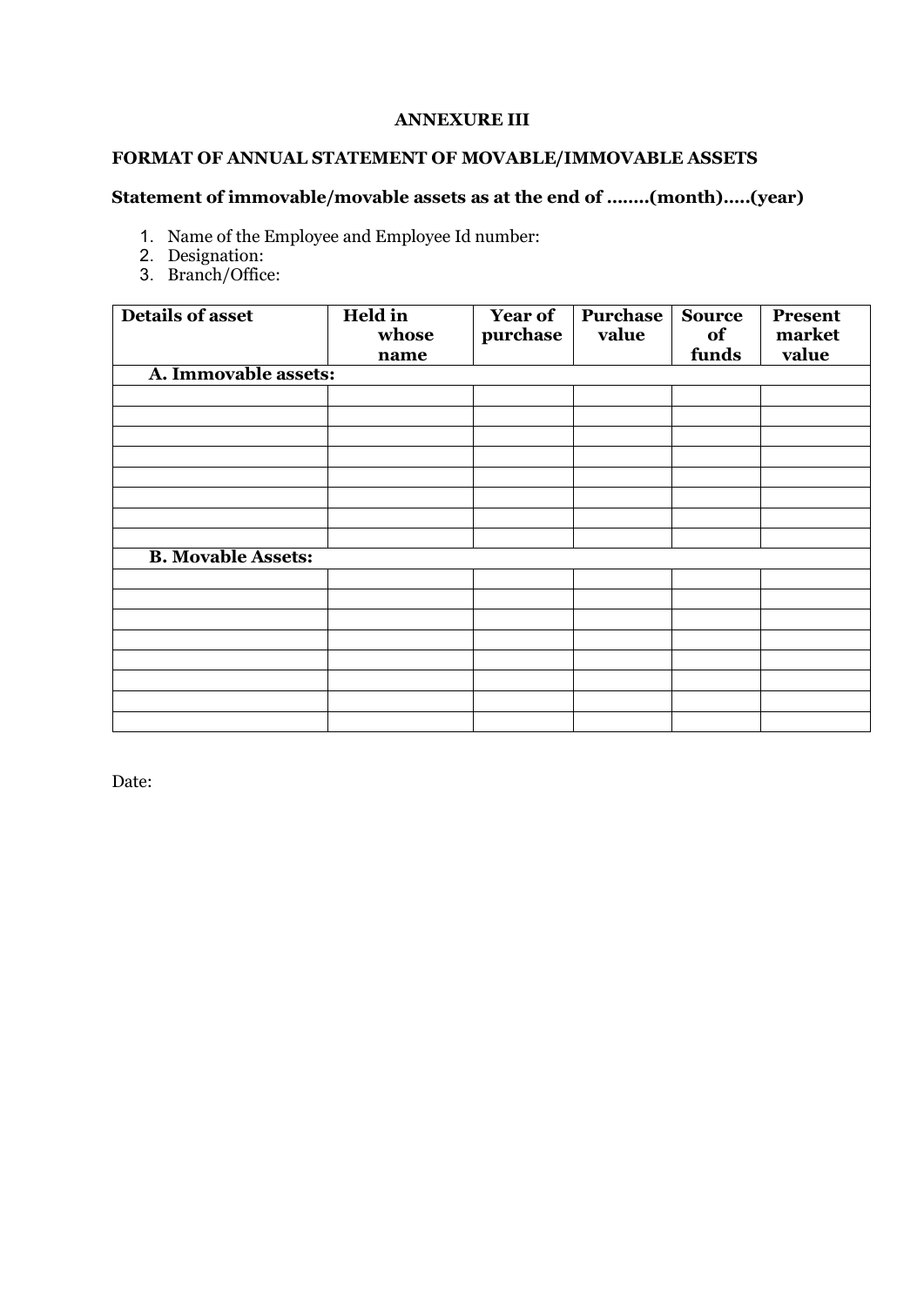**ANNEXURE III**

**FORMAT OF ANNUAL STATEMENT OF MOVABLE/IMMOVABLE ASSETS**

**Statement of immovable/movable assets as at the end of ........(month).....(year)**

1. Name of the Employee and Employee Id number:
2. Designation:
3. Branch/Office:

| Details of asset | Held in whose name | Year of purchase | Purchase value | Source of funds | Present market value |
|---|---|---|---|---|---|
| **A. Immovable assets:** | | | | | |
| | | | | | |
| | | | | | |
| | | | | | |
| | | | | | |
| | | | | | |
| | | | | | |
| | | | | | |
| | | | | | |
| **B. Movable Assets:** | | | | | |
| | | | | | |
| | | | | | |
| | | | | | |
| | | | | | |
| | | | | | |
| | | | | | |
| | | | | | |
| | | | | | |

Date: